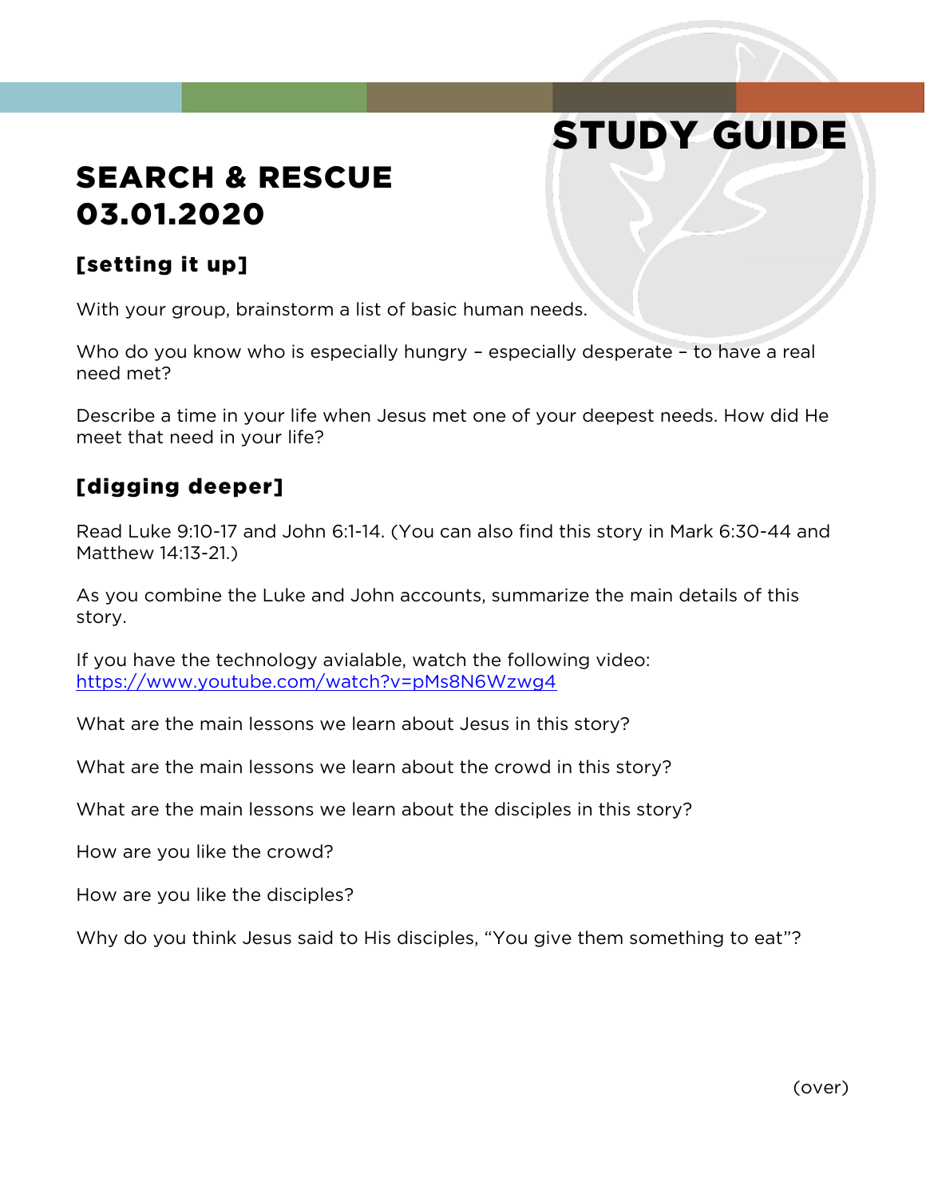# STUDY GUIDE

## SEARCH & RESCUE
## 03.01.2020

### [setting it up]

With your group, brainstorm a list of basic human needs.

Who do you know who is especially hungry – especially desperate – to have a real need met?

Describe a time in your life when Jesus met one of your deepest needs. How did He meet that need in your life?

### [digging deeper]

Read Luke 9:10-17 and John 6:1-14. (You can also find this story in Mark 6:30-44 and Matthew 14:13-21.)

As you combine the Luke and John accounts, summarize the main details of this story.

If you have the technology avialable, watch the following video: https://www.youtube.com/watch?v=pMs8N6Wzwg4

What are the main lessons we learn about Jesus in this story?

What are the main lessons we learn about the crowd in this story?

What are the main lessons we learn about the disciples in this story?

How are you like the crowd?

How are you like the disciples?

Why do you think Jesus said to His disciples, "You give them something to eat"?

(over)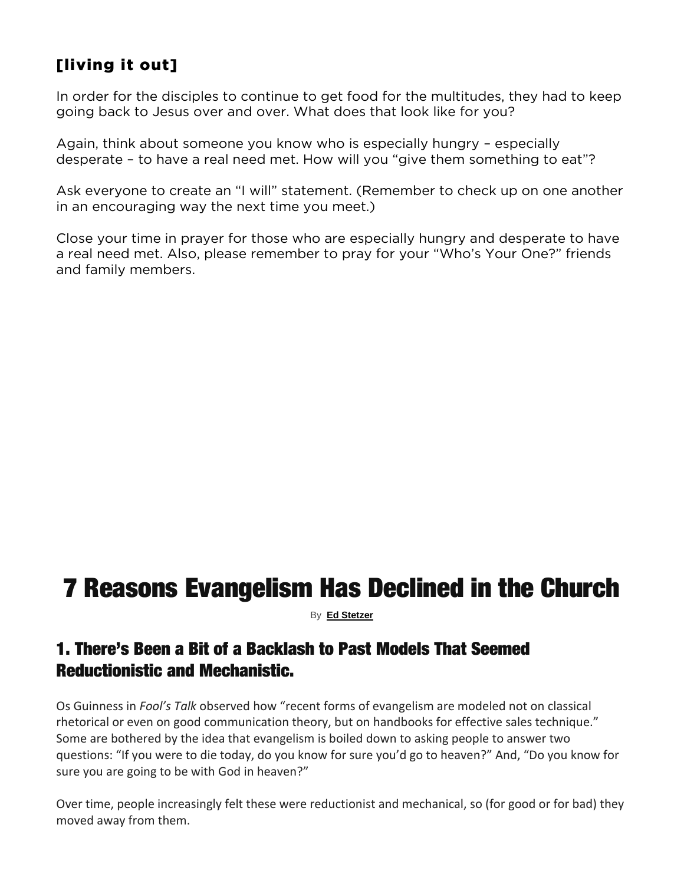### [living it out]

In order for the disciples to continue to get food for the multitudes, they had to keep going back to Jesus over and over. What does that look like for you?

Again, think about someone you know who is especially hungry – especially desperate – to have a real need met. How will you "give them something to eat"?

Ask everyone to create an "I will" statement. (Remember to check up on one another in an encouraging way the next time you meet.)

Close your time in prayer for those who are especially hungry and desperate to have a real need met. Also, please remember to pray for your "Who's Your One?" friends and family members.

# 7 Reasons Evangelism Has Declined in the Church

By **Ed Stetzer**

## 1. There's Been a Bit of a Backlash to Past Models That Seemed Reductionistic and Mechanistic.

Os Guinness in *Fool's Talk* observed how "recent forms of evangelism are modeled not on classical rhetorical or even on good communication theory, but on handbooks for effective sales technique." Some are bothered by the idea that evangelism is boiled down to asking people to answer two questions: "If you were to die today, do you know for sure you'd go to heaven?" And, "Do you know for sure you are going to be with God in heaven?"

Over time, people increasingly felt these were reductionist and mechanical, so (for good or for bad) they moved away from them.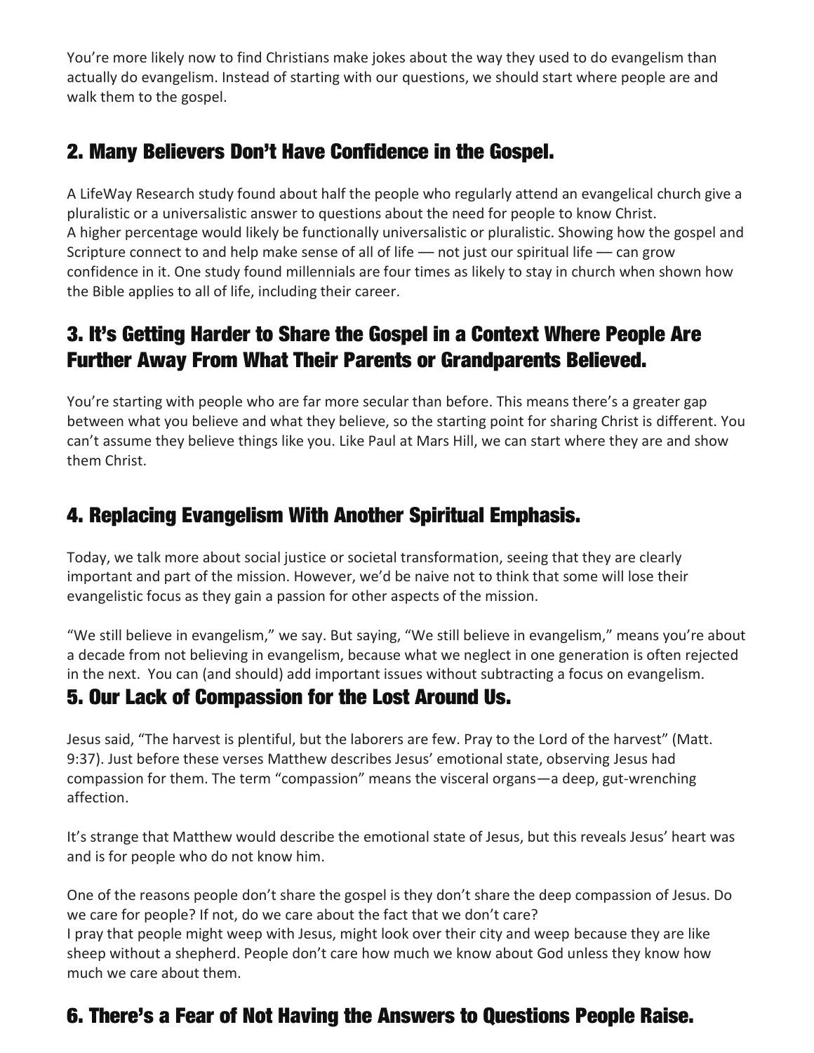You're more likely now to find Christians make jokes about the way they used to do evangelism than actually do evangelism. Instead of starting with our questions, we should start where people are and walk them to the gospel.

## 2. Many Believers Don't Have Confidence in the Gospel.

A LifeWay Research study found about half the people who regularly attend an evangelical church give a pluralistic or a universalistic answer to questions about the need for people to know Christ.
A higher percentage would likely be functionally universalistic or pluralistic. Showing how the gospel and Scripture connect to and help make sense of all of life — not just our spiritual life — can grow confidence in it. One study found millennials are four times as likely to stay in church when shown how the Bible applies to all of life, including their career.

## 3. It's Getting Harder to Share the Gospel in a Context Where People Are Further Away From What Their Parents or Grandparents Believed.

You're starting with people who are far more secular than before. This means there's a greater gap between what you believe and what they believe, so the starting point for sharing Christ is different. You can't assume they believe things like you. Like Paul at Mars Hill, we can start where they are and show them Christ.

## 4. Replacing Evangelism With Another Spiritual Emphasis.

Today, we talk more about social justice or societal transformation, seeing that they are clearly important and part of the mission. However, we'd be naive not to think that some will lose their evangelistic focus as they gain a passion for other aspects of the mission.

"We still believe in evangelism," we say. But saying, "We still believe in evangelism," means you're about a decade from not believing in evangelism, because what we neglect in one generation is often rejected in the next. You can (and should) add important issues without subtracting a focus on evangelism.

## 5. Our Lack of Compassion for the Lost Around Us.

Jesus said, "The harvest is plentiful, but the laborers are few. Pray to the Lord of the harvest" (Matt. 9:37). Just before these verses Matthew describes Jesus' emotional state, observing Jesus had compassion for them. The term "compassion" means the visceral organs—a deep, gut-wrenching affection.

It's strange that Matthew would describe the emotional state of Jesus, but this reveals Jesus' heart was and is for people who do not know him.

One of the reasons people don't share the gospel is they don't share the deep compassion of Jesus. Do we care for people? If not, do we care about the fact that we don't care?
I pray that people might weep with Jesus, might look over their city and weep because they are like sheep without a shepherd. People don't care how much we know about God unless they know how much we care about them.

## 6. There's a Fear of Not Having the Answers to Questions People Raise.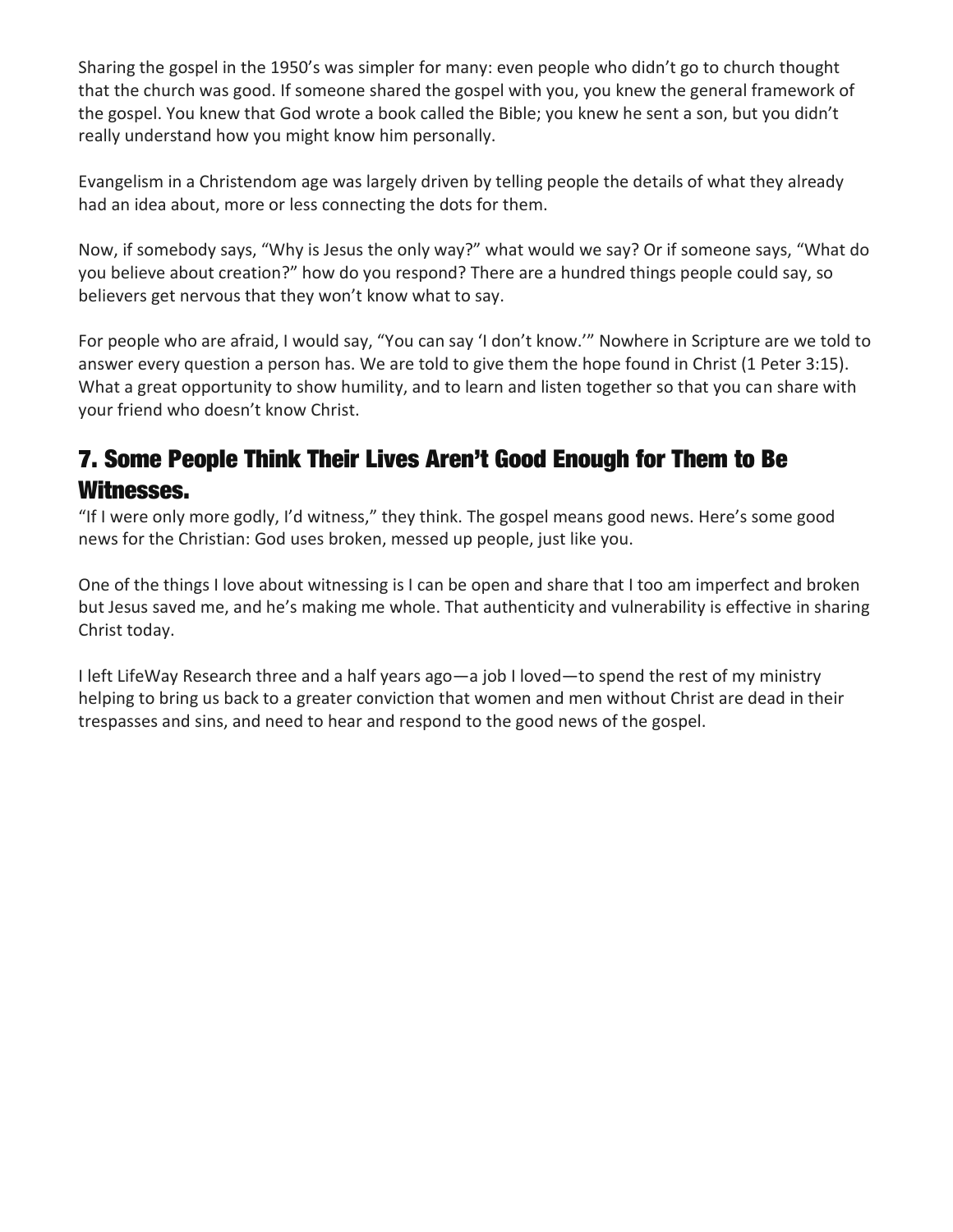Sharing the gospel in the 1950's was simpler for many: even people who didn't go to church thought that the church was good. If someone shared the gospel with you, you knew the general framework of the gospel. You knew that God wrote a book called the Bible; you knew he sent a son, but you didn't really understand how you might know him personally.

Evangelism in a Christendom age was largely driven by telling people the details of what they already had an idea about, more or less connecting the dots for them.

Now, if somebody says, "Why is Jesus the only way?" what would we say? Or if someone says, "What do you believe about creation?" how do you respond? There are a hundred things people could say, so believers get nervous that they won't know what to say.

For people who are afraid, I would say, "You can say 'I don't know.'" Nowhere in Scripture are we told to answer every question a person has. We are told to give them the hope found in Christ (1 Peter 3:15). What a great opportunity to show humility, and to learn and listen together so that you can share with your friend who doesn't know Christ.

## 7. Some People Think Their Lives Aren't Good Enough for Them to Be Witnesses.

"If I were only more godly, I'd witness," they think. The gospel means good news. Here's some good news for the Christian: God uses broken, messed up people, just like you.

One of the things I love about witnessing is I can be open and share that I too am imperfect and broken but Jesus saved me, and he's making me whole. That authenticity and vulnerability is effective in sharing Christ today.

I left LifeWay Research three and a half years ago—a job I loved—to spend the rest of my ministry helping to bring us back to a greater conviction that women and men without Christ are dead in their trespasses and sins, and need to hear and respond to the good news of the gospel.